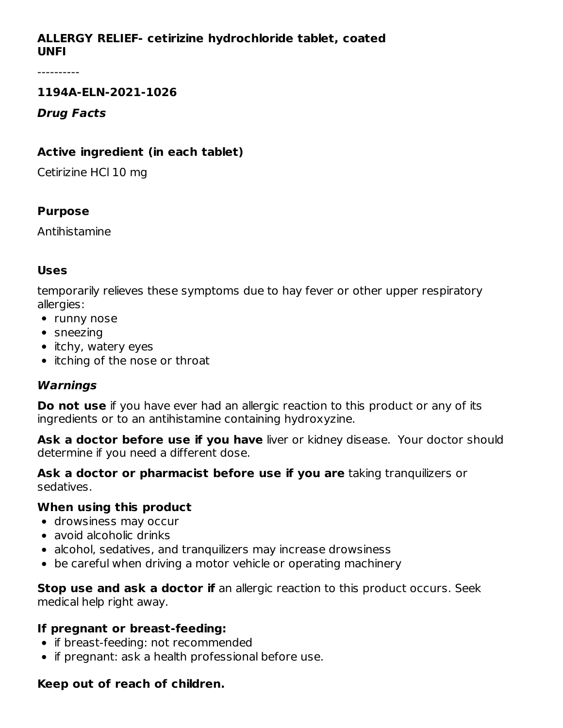# ALLERGY RELIEF- cetirizine hydrochloride tablet, coated
**UNFI**

----------

### 1194A-ELN-2021-1026

***Drug Facts***

### Active ingredient (in each tablet)

Cetirizine HCl 10 mg

### Purpose

Antihistamine

### Uses

temporarily relieves these symptoms due to hay fever or other upper respiratory allergies:

- runny nose
- sneezing
- itchy, watery eyes
- itching of the nose or throat

### *Warnings*

**Do not use** if you have ever had an allergic reaction to this product or any of its ingredients or to an antihistamine containing hydroxyzine.

**Ask a doctor before use if you have** liver or kidney disease. Your doctor should determine if you need a different dose.

**Ask a doctor or pharmacist before use if you are** taking tranquilizers or sedatives.

**When using this product**

- drowsiness may occur
- avoid alcoholic drinks
- alcohol, sedatives, and tranquilizers may increase drowsiness
- be careful when driving a motor vehicle or operating machinery

**Stop use and ask a doctor if** an allergic reaction to this product occurs. Seek medical help right away.

**If pregnant or breast-feeding:**

- if breast-feeding: not recommended
- if pregnant: ask a health professional before use.

**Keep out of reach of children.**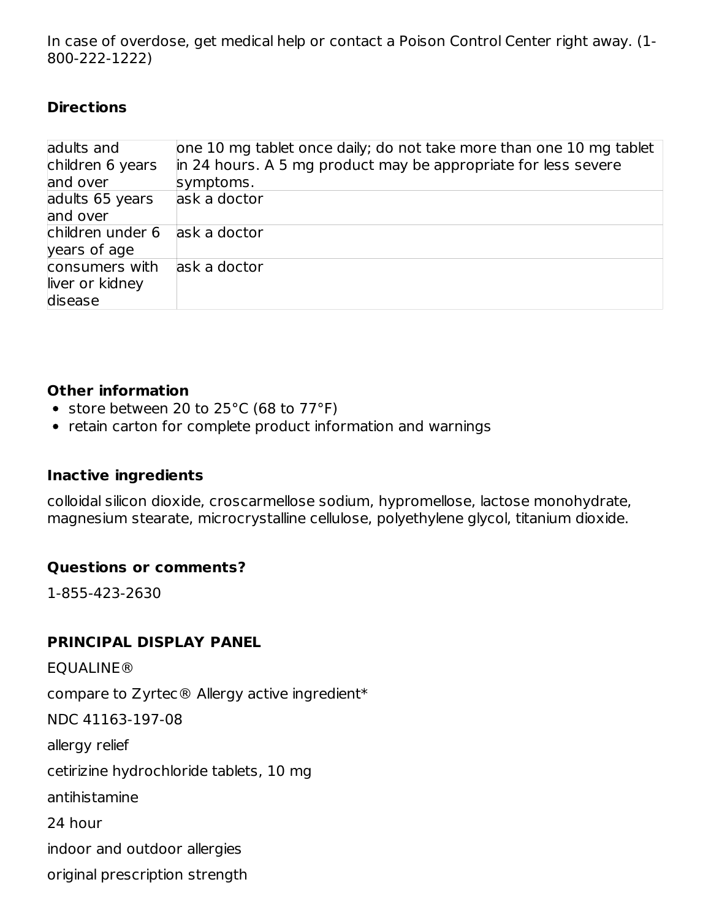In case of overdose, get medical help or contact a Poison Control Center right away. (1-800-222-1222)

### Directions

| | |
|---|---|
| adults and children 6 years and over | one 10 mg tablet once daily; do not take more than one 10 mg tablet in 24 hours. A 5 mg product may be appropriate for less severe symptoms. |
| adults 65 years and over | ask a doctor |
| children under 6 years of age | ask a doctor |
| consumers with liver or kidney disease | ask a doctor |

### Other information

- store between 20 to 25°C (68 to 77°F)
- retain carton for complete product information and warnings

### Inactive ingredients

colloidal silicon dioxide, croscarmellose sodium, hypromellose, lactose monohydrate, magnesium stearate, microcrystalline cellulose, polyethylene glycol, titanium dioxide.

### Questions or comments?

1-855-423-2630

### PRINCIPAL DISPLAY PANEL

EQUALINE®

compare to Zyrtec® Allergy active ingredient*

NDC 41163-197-08

allergy relief

cetirizine hydrochloride tablets, 10 mg

antihistamine

24 hour

indoor and outdoor allergies

original prescription strength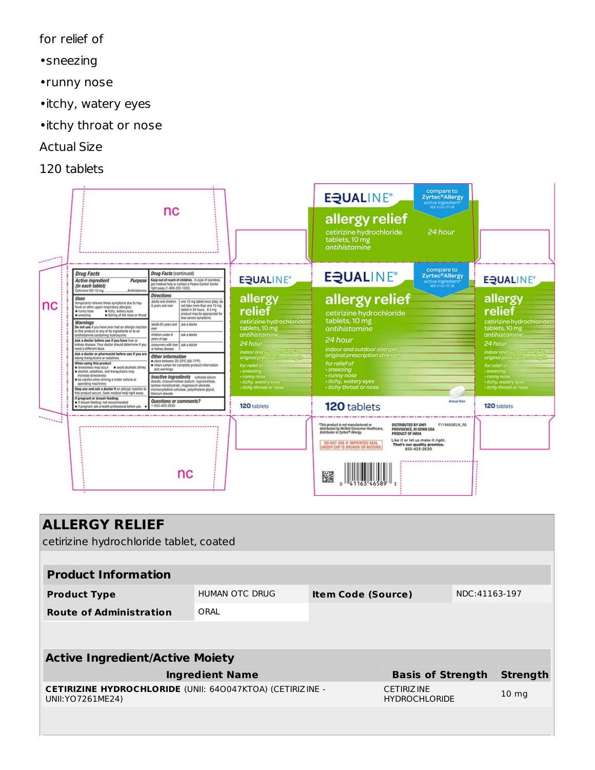for relief of

•sneezing

•runny nose

•itchy, watery eyes

•itchy throat or nose

Actual Size

120 tablets

# ALLERGY RELIEF

cetirizine hydrochloride tablet, coated

| Product Information | | | |
|---|---|---|---|
| **Product Type** | HUMAN OTC DRUG | **Item Code (Source)** | NDC:41163-197 |
| **Route of Administration** | ORAL | | |

| Active Ingredient/Active Moiety | | |
|---|---|---|
| **Ingredient Name** | **Basis of Strength** | **Strength** |
| **CETIRIZINE HYDROCHLORIDE** (UNII: 64O047KTOA) (CETIRIZINE - UNII:YO7261ME24) | CETIRIZINE HYDROCHLORIDE | 10 mg |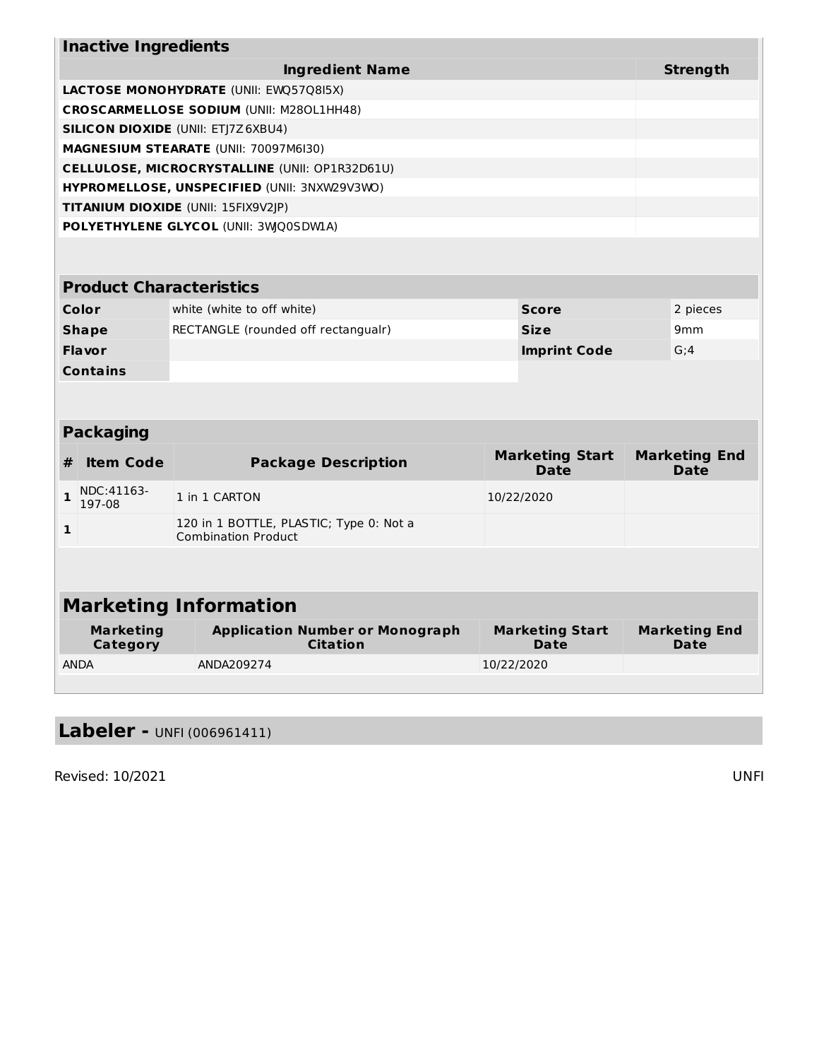| Inactive Ingredients | |
|---|---|
| **Ingredient Name** | **Strength** |
| **LACTOSE MONOHYDRATE** (UNII: EWQ57Q8I5X) | |
| **CROSCARMELLOSE SODIUM** (UNII: M28OL1HH48) | |
| **SILICON DIOXIDE** (UNII: ETJ7Z6XBU4) | |
| **MAGNESIUM STEARATE** (UNII: 70097M6I30) | |
| **CELLULOSE, MICROCRYSTALLINE** (UNII: OP1R32D61U) | |
| **HYPROMELLOSE, UNSPECIFIED** (UNII: 3NXW29V3WO) | |
| **TITANIUM DIOXIDE** (UNII: 15FIX9V2JP) | |
| **POLYETHYLENE GLYCOL** (UNII: 3WJQ0SDW1A) | |

| Product Characteristics | | | |
|---|---|---|---|
| **Color** | white (white to off white) | **Score** | 2 pieces |
| **Shape** | RECTANGLE (rounded off rectangualr) | **Size** | 9mm |
| **Flavor** | | **Imprint Code** | G;4 |
| **Contains** | | | |

| Packaging | | | | |
|---|---|---|---|---|
| **#** | **Item Code** | **Package Description** | **Marketing Start Date** | **Marketing End Date** |
| **1** | NDC:41163-197-08 | 1 in 1 CARTON | 10/22/2020 | |
| **1** | | 120 in 1 BOTTLE, PLASTIC; Type 0: Not a Combination Product | | |

| Marketing Information | | | |
|---|---|---|---|
| **Marketing Category** | **Application Number or Monograph Citation** | **Marketing Start Date** | **Marketing End Date** |
| ANDA | ANDA209274 | 10/22/2020 | |

## Labeler - UNFI (006961411)

Revised: 10/2021

UNFI